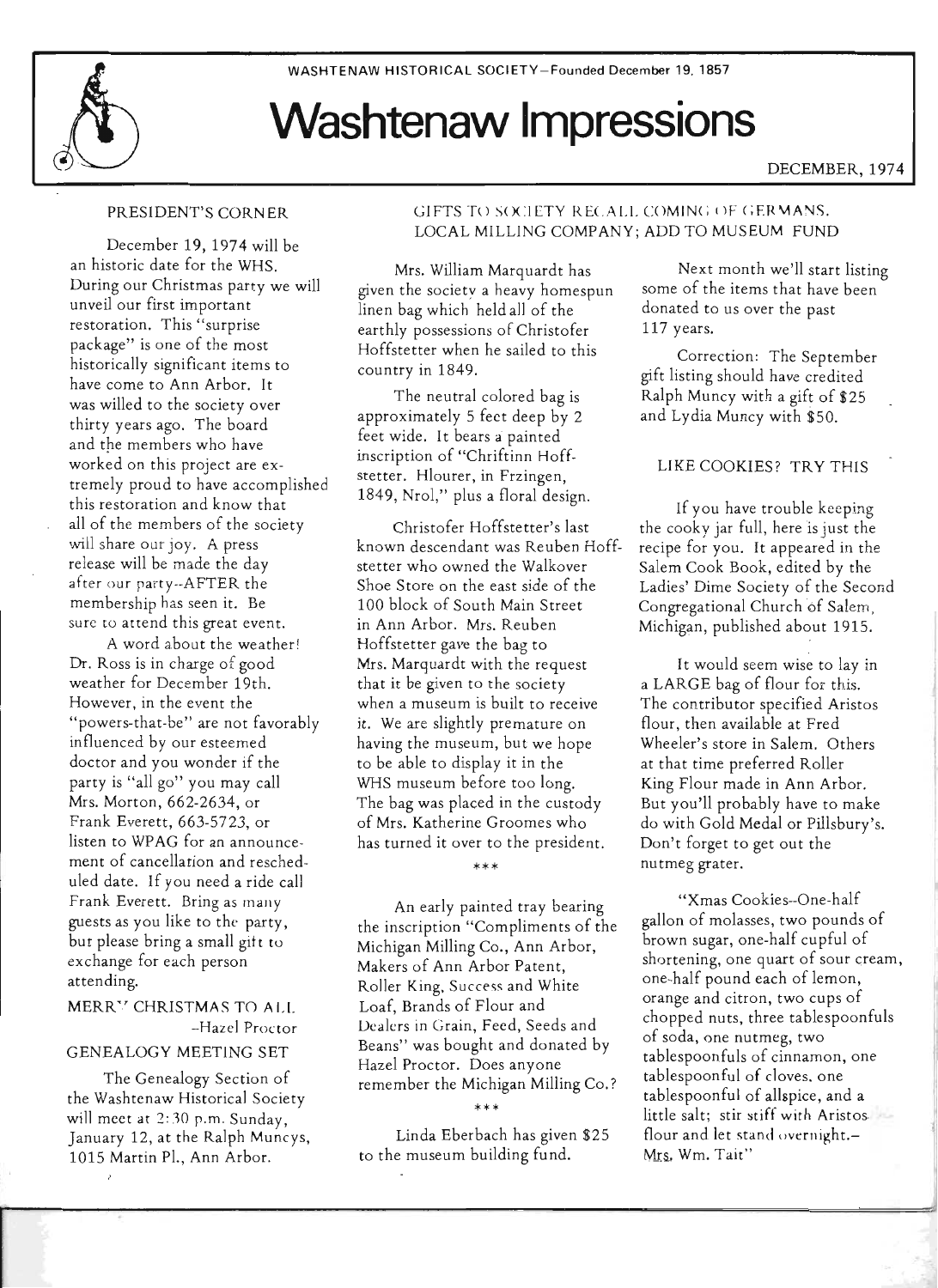WASHTENAW HISTORICAL SOCIETY—Founded December 19, 1857

# Washtenaw Impressions

DECEMBER, 1974

## PRESIDENT'S CORNER

December 19, 1974 will be an historic date for the WHS. During our Christmas party we will unveil our first important restoration. This "surprise package" is one of the most historically significant items to have come to Ann Arbor. It was willed to the society over thirty years ago. The board and the members who have worked on this project are extremely proud to have accomplished this restoration and know that all of the members of the society will share our joy. A press release will be made the day after our party--AFTER the membership has seen it. Be sure to attend this great event.

A word about the weather! Dr. Ross is in charge of good weather for December 19th. However, in the event the "powers-that-be" are not favorably influenced by our esteemed doctor and you wonder if the party is "all go" you may call Mrs. Morton, 662-2634, or Frank Everett, 663-5723, or listen to WPAG for an announcement of cancellation and rescheduled date. If you need a ride call Frank Everett. Bring as many guests as you like to the party, but please bring a small gift to exchange for each person attending.

MERRY CHRISTMAS TO ALL
—Hazel Proctor

## GENEALOGY MEETING SET

The Genealogy Section of the Washtenaw Historical Society will meet at 2:30 p.m. Sunday, January 12, at the Ralph Muncys, 1015 Martin Pl., Ann Arbor.

## GIFTS TO SOCIETY RECALL COMING OF GERMANS, LOCAL MILLING COMPANY; ADD TO MUSEUM FUND

Mrs. William Marquardt has given the society a heavy homespun linen bag which held all of the earthly possessions of Christofer Hoffstetter when he sailed to this country in 1849.

The neutral colored bag is approximately 5 feet deep by 2 feet wide. It bears a painted inscription of "Chriftinn Hoffstetter. Hlourer, in Frzingen, 1849, Nrol," plus a floral design.

Christofer Hoffstetter's last known descendant was Reuben Hoffstetter who owned the Walkover Shoe Store on the east side of the 100 block of South Main Street in Ann Arbor. Mrs. Reuben Hoffstetter gave the bag to Mrs. Marquardt with the request that it be given to the society when a museum is built to receive it. We are slightly premature on having the museum, but we hope to be able to display it in the WHS museum before too long. The bag was placed in the custody of Mrs. Katherine Groomes who has turned it over to the president.

\*\*\*

An early painted tray bearing the inscription "Compliments of the Michigan Milling Co., Ann Arbor, Makers of Ann Arbor Patent, Roller King, Success and White Loaf, Brands of Flour and Dealers in Grain, Feed, Seeds and Beans" was bought and donated by Hazel Proctor. Does anyone remember the Michigan Milling Co.?

\*\*\*

Linda Eberbach has given $25 to the museum building fund.

Next month we'll start listing some of the items that have been donated to us over the past 117 years.

Correction: The September gift listing should have credited Ralph Muncy with a gift of $25 and Lydia Muncy with $50.

## LIKE COOKIES? TRY THIS

If you have trouble keeping the cooky jar full, here is just the recipe for you. It appeared in the Salem Cook Book, edited by the Ladies' Dime Society of the Second Congregational Church of Salem, Michigan, published about 1915.

It would seem wise to lay in a LARGE bag of flour for this. The contributor specified Aristos flour, then available at Fred Wheeler's store in Salem. Others at that time preferred Roller King Flour made in Ann Arbor. But you'll probably have to make do with Gold Medal or Pillsbury's. Don't forget to get out the nutmeg grater.

"Xmas Cookies--One-half gallon of molasses, two pounds of brown sugar, one-half cupful of shortening, one quart of sour cream, one-half pound each of lemon, orange and citron, two cups of chopped nuts, three tablespoonfuls of soda, one nutmeg, two tablespoonfuls of cinnamon, one tablespoonful of cloves, one tablespoonful of allspice, and a little salt; stir stiff with Aristos flour and let stand overnight.—Mrs. Wm. Tait"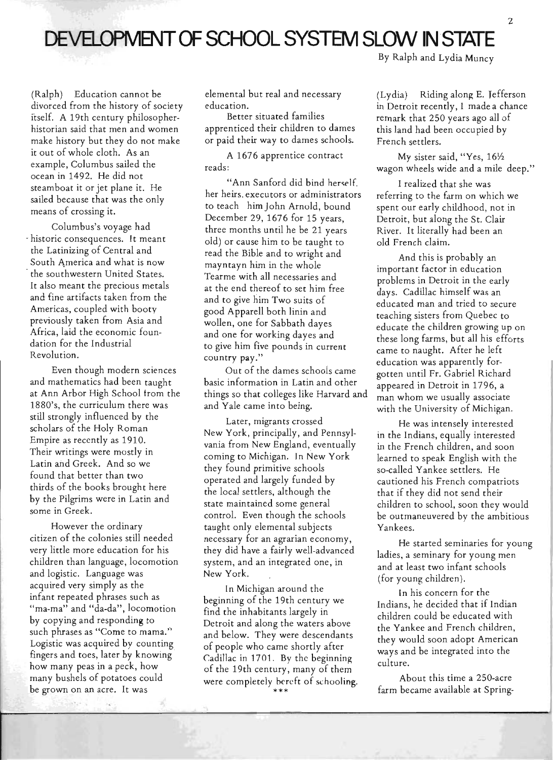# DEVELOPMENT OF SCHOOL SYSTEM SLOW IN STATE

By Ralph and Lydia Muncy

(Ralph) Education cannot be divorced from the history of society itself. A 19th century philosopher-historian said that men and women make history but they do not make it out of whole cloth. As an example, Columbus sailed the ocean in 1492. He did not steamboat it or jet plane it. He sailed because that was the only means of crossing it.

Columbus's voyage had historic consequences. It meant the Latinizing of Central and South America and what is now the southwestern United States. It also meant the precious metals and fine artifacts taken from the Americas, coupled with booty previously taken from Asia and Africa, laid the economic foundation for the Industrial Revolution.

Even though modern sciences and mathematics had been taught at Ann Arbor High School from the 1880's, the curriculum there was still strongly influenced by the scholars of the Holy Roman Empire as recently as 1910. Their writings were mostly in Latin and Greek. And so we found that better than two thirds of the books brought here by the Pilgrims were in Latin and some in Greek.

However the ordinary citizen of the colonies still needed very little more education for his children than language, locomotion and logistic. Language was acquired very simply as the infant repeated phrases such as "ma-ma" and "da-da", locomotion by copying and responding to such phrases as "Come to mama." Logistic was acquired by counting fingers and toes, later by knowing how many peas in a peck, how many bushels of potatoes could be grown on an acre. It was elemental but real and necessary education.

Better situated families apprenticed their children to dames or paid their way to dames schools.

A 1676 apprentice contract reads:

"Ann Sanford did bind herself, her heirs, executors or administrators to teach him John Arnold, bound December 29, 1676 for 15 years, three months until he be 21 years old) or cause him to be taught to read the Bible and to wright and mayntayn him in the whole Tearme with all necessaries and at the end thereof to set him free and to give him Two suits of good Apparell both linin and wollen, one for Sabbath dayes and one for working dayes and to give him five pounds in current country pay."

Out of the dames schools came basic information in Latin and other things so that colleges like Harvard and and Yale came into being.

Later, migrants crossed New York, principally, and Pennsylvania from New England, eventually coming to Michigan. In New York they found primitive schools operated and largely funded by the local settlers, although the state maintained some general control. Even though the schools taught only elemental subjects necessary for an agrarian economy, they did have a fairly well-advanced system, and an integrated one, in New York.

In Michigan around the beginning of the 19th century we find the inhabitants largely in Detroit and along the waters above and below. They were descendants of people who came shortly after Cadillac in 1701. By the beginning of the 19th century, many of them were completely bereft of schooling.

\*\*\*

(Lydia) Riding along E. Jefferson in Detroit recently, I made a chance remark that 250 years ago all of this land had been occupied by French settlers.

My sister said, "Yes, 16½ wagon wheels wide and a mile deep."

I realized that she was referring to the farm on which we spent our early childhood, not in Detroit, but along the St. Clair River. It literally had been an old French claim.

And this is probably an important factor in education problems in Detroit in the early days. Cadillac himself was an educated man and tried to secure teaching sisters from Quebec to educate the children growing up on these long farms, but all his efforts came to naught. After he left education was apparently forgotten until Fr. Gabriel Richard appeared in Detroit in 1796, a man whom we usually associate with the University of Michigan.

He was intensely interested in the Indians, equally interested in the French children, and soon learned to speak English with the so-called Yankee settlers. He cautioned his French compatriots that if they did not send their children to school, soon they would be outmaneuvered by the ambitious Yankees.

He started seminaries for young ladies, a seminary for young men and at least two infant schools (for young children).

In his concern for the Indians, he decided that if Indian children could be educated with the Yankee and French children, they would soon adopt American ways and be integrated into the culture.

About this time a 250-acre farm became available at Spring-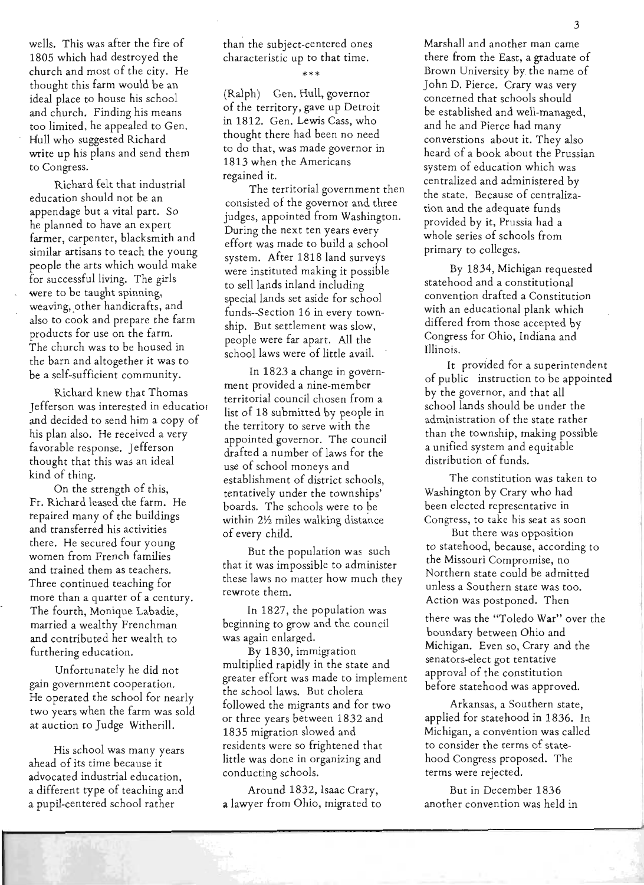wells. This was after the fire of 1805 which had destroyed the church and most of the city. He thought this farm would be an ideal place to house his school and church. Finding his means too limited, he appealed to Gen. Hull who suggested Richard write up his plans and send them to Congress.

Richard felt that industrial education should not be an appendage but a vital part. So he planned to have an expert farmer, carpenter, blacksmith and similar artisans to teach the young people the arts which would make for successful living. The girls were to be taught spinning, weaving, other handicrafts, and also to cook and prepare the farm products for use on the farm. The church was to be housed in the barn and altogether it was to be a self-sufficient community.

Richard knew that Thomas Jefferson was interested in educatioi and decided to send him a copy of his plan also. He received a very favorable response. Jefferson thought that this was an ideal kind of thing.

On the strength of this, Fr. Richard leased the farm. He repaired many of the buildings and transferred his activities there. He secured four young women from French families and trained them as teachers. Three continued teaching for more than a quarter of a century. The fourth, Monique Labadie, married a wealthy Frenchman and contributed her wealth to furthering education.

Unfortunately he did not gain government cooperation. He operated the school for nearly two years when the farm was sold at auction to Judge Witherill.

His school was many years ahead of its time because it advocated industrial education, a different type of teaching and a pupil-centered school rather than the subject-centered ones characteristic up to that time.

\*\*\*

(Ralph) Gen. Hull, governor of the territory, gave up Detroit in 1812. Gen. Lewis Cass, who thought there had been no need to do that, was made governor in 1813 when the Americans regained it.

The territorial government then consisted of the governor and three judges, appointed from Washington. During the next ten years every effort was made to build a school system. After 1818 land surveys were instituted making it possible to sell lands inland including special lands set aside for school funds--Section 16 in every township. But settlement was slow, people were far apart. All the school laws were of little avail.

In 1823 a change in government provided a nine-member territorial council chosen from a list of 18 submitted by people in the territory to serve with the appointed governor. The council drafted a number of laws for the use of school moneys and establishment of district schools, tentatively under the townships' boards. The schools were to be within 2½ miles walking distance of every child.

But the population was such that it was impossible to administer these laws no matter how much they rewrote them.

In 1827, the population was beginning to grow and the council was again enlarged.

By 1830, immigration multiplied rapidly in the state and greater effort was made to implement the school laws. But cholera followed the migrants and for two or three years between 1832 and 1835 migration slowed and residents were so frightened that little was done in organizing and conducting schools.

Around 1832, Isaac Crary, a lawyer from Ohio, migrated to Marshall and another man came there from the East, a graduate of Brown University by the name of John D. Pierce. Crary was very concerned that schools should be established and well-managed, and he and Pierce had many converstions about it. They also heard of a book about the Prussian system of education which was centralized and administered by the state. Because of centralization and the adequate funds provided by it, Prussia had a whole series of schools from primary to colleges.

By 1834, Michigan requested statehood and a constitutional convention drafted a Constitution with an educational plank which differed from those accepted by Congress for Ohio, Indiana and Illinois.

It provided for a superintendent of public instruction to be appointed by the governor, and that all school lands should be under the administration of the state rather than the township, making possible a unified system and equitable distribution of funds.

The constitution was taken to Washington by Crary who had been elected representative in Congress, to take his seat as soon

But there was opposition to statehood, because, according to the Missouri Compromise, no Northern state could be admitted unless a Southern state was too. Action was postponed. Then there was the "Toledo War" over the boundary between Ohio and Michigan. Even so, Crary and the senators-elect got tentative approval of the constitution before statehood was approved.

Arkansas, a Southern state, applied for statehood in 1836. In Michigan, a convention was called to consider the terms of statehood Congress proposed. The terms were rejected.

But in December 1836 another convention was held in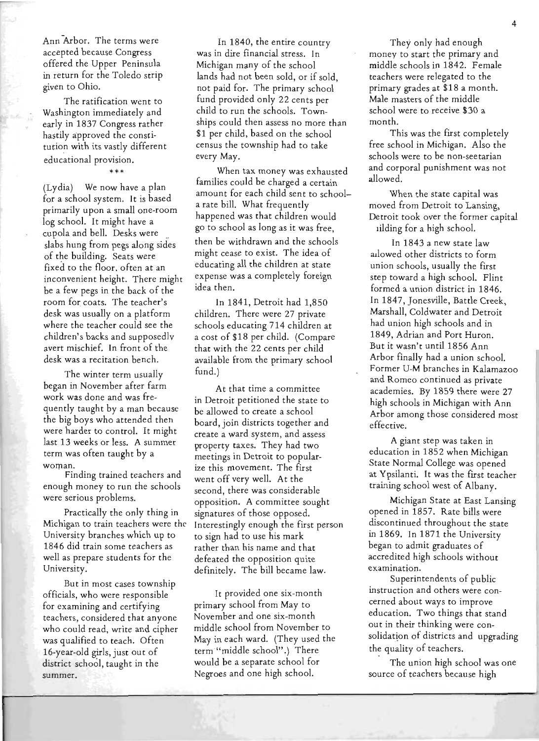Ann Arbor. The terms were accepted because Congress offered the Upper Peninsula in return for the Toledo strip given to Ohio.

The ratification went to Washington immediately and early in 1837 Congress rather hastily approved the constitution with its vastly different educational provision.

\*\*\*

(Lydia) We now have a plan for a school system. It is based primarily upon a small one-room log school. It might have a cupola and bell. Desks were slabs hung from pegs along sides of the building. Seats were fixed to the floor, often at an inconvenient height. There might be a few pegs in the back of the room for coats. The teacher's desk was usually on a platform where the teacher could see the children's backs and supposedly avert mischief. In front of the desk was a recitation bench.

The winter term usually began in November after farm work was done and was frequently taught by a man because the big boys who attended then were harder to control. It might last 13 weeks or less. A summer term was often taught by a woman.

Finding trained teachers and enough money to run the schools were serious problems.

Practically the only thing in Michigan to train teachers were the University branches which up to 1846 did train some teachers as well as prepare students for the University.

But in most cases township officials, who were responsible for examining and certifying teachers, considered that anyone who could read, write and cipher was qualified to teach. Often 16-year-old girls, just out of district school, taught in the summer.

In 1840, the entire country was in dire financial stress. In Michigan many of the school lands had not been sold, or if sold, not paid for. The primary school fund provided only 22 cents per child to run the schools. Townships could then assess no more than \$1 per child, based on the school census the township had to take every May.

When tax money was exhausted families could be charged a certain amount for each child sent to school–a rate bill. What frequently happened was that children would go to school as long as it was free, then be withdrawn and the schools might cease to exist. The idea of educating all the children at state expense was a completely foreign idea then.

In 1841, Detroit had 1,850 children. There were 27 private schools educating 714 children at a cost of \$18 per child. (Compare that with the 22 cents per child available from the primary school fund.)

At that time a committee in Detroit petitioned the state to be allowed to create a school board, join districts together and create a ward system, and assess property taxes. They had two meetings in Detroit to popularize this movement. The first went off very well. At the second, there was considerable opposition. A committee sought signatures of those opposed. Interestingly enough the first person to sign had to use his mark rather than his name and that defeated the opposition quite definitely. The bill became law.

It provided one six-month primary school from May to November and one six-month middle school from November to May in each ward. (They used the term "middle school".) There would be a separate school for Negroes and one high school.

They only had enough money to start the primary and middle schools in 1842. Female teachers were relegated to the primary grades at \$18 a month. Male masters of the middle school were to receive \$30 a month.

This was the first completely free school in Michigan. Also the schools were to be non-seetarian and corporal punishment was not allowed.

When the state capital was moved from Detroit to Lansing, Detroit took over the former capital building for a high school.

In 1843 a new state law allowed other districts to form union schools, usually the first step toward a high school. Flint formed a union district in 1846. In 1847, Jonesville, Battle Creek, Marshall, Coldwater and Detroit had union high schools and in 1849, Adrian and Port Huron. But it wasn't until 1856 Ann Arbor finally had a union school. Former U-M branches in Kalamazoo and Romeo continued as private academies. By 1859 there were 27 high schools in Michigan with Ann Arbor among those considered most effective.

A giant step was taken in education in 1852 when Michigan State Normal College was opened at Ypsilanti. It was the first teacher training school west of Albany.

Michigan State at East Lansing opened in 1857. Rate bills were discontinued throughout the state in 1869. In 1871 the University began to admit graduates of accredited high schools without examination.

Superintendents of public instruction and others were concerned about ways to improve education. Two things that stand out in their thinking were consolidation of districts and upgrading the quality of teachers.

The union high school was one source of teachers because high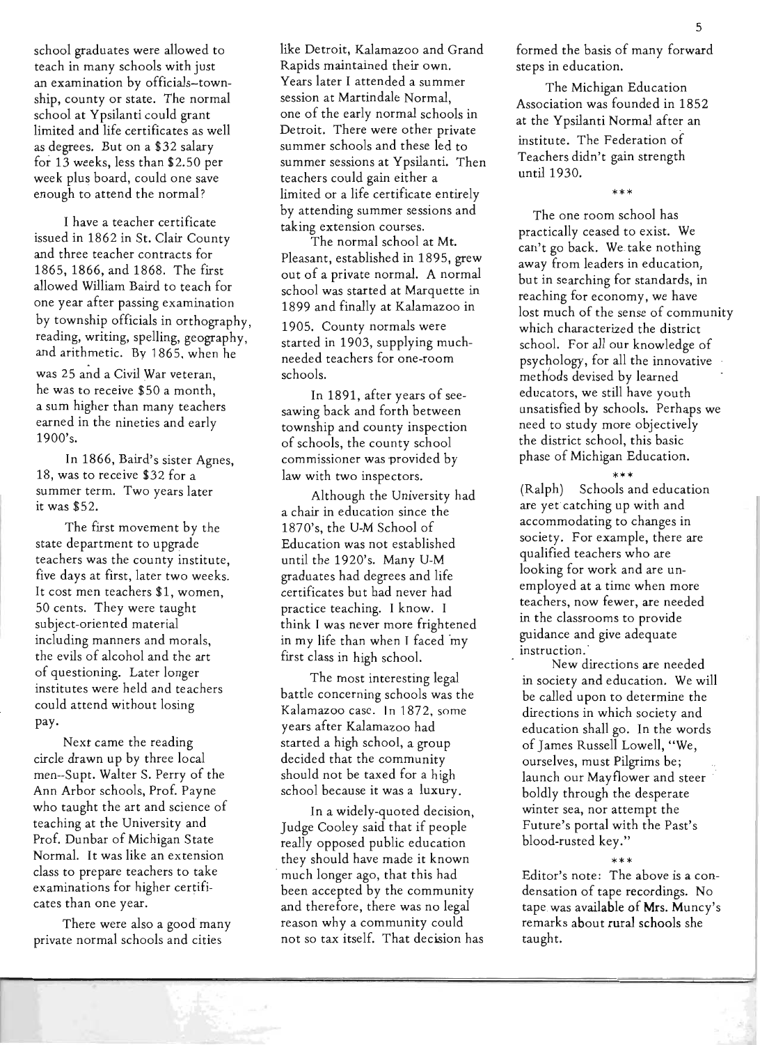school graduates were allowed to teach in many schools with just an examination by officials–township, county or state. The normal school at Ypsilanti could grant limited and life certificates as well as degrees. But on a $32 salary for 13 weeks, less than $2.50 per week plus board, could one save enough to attend the normal?

I have a teacher certificate issued in 1862 in St. Clair County and three teacher contracts for 1865, 1866, and 1868. The first allowed William Baird to teach for one year after passing examination by township officials in orthography, reading, writing, spelling, geography, and arithmetic. By 1865, when he was 25 and a Civil War veteran, he was to receive $50 a month, a sum higher than many teachers earned in the nineties and early 1900's.

In 1866, Baird's sister Agnes, 18, was to receive $32 for a summer term. Two years later it was $52.

The first movement by the state department to upgrade teachers was the county institute, five days at first, later two weeks. It cost men teachers $1, women, 50 cents. They were taught subject-oriented material including manners and morals, the evils of alcohol and the art of questioning. Later longer institutes were held and teachers could attend without losing pay.

Next came the reading circle drawn up by three local men--Supt. Walter S. Perry of the Ann Arbor schools, Prof. Payne who taught the art and science of teaching at the University and Prof. Dunbar of Michigan State Normal. It was like an extension class to prepare teachers to take examinations for higher certificates than one year.

There were also a good many private normal schools and cities like Detroit, Kalamazoo and Grand Rapids maintained their own. Years later I attended a summer session at Martindale Normal, one of the early normal schools in Detroit. There were other private summer schools and these led to summer sessions at Ypsilanti. Then teachers could gain either a limited or a life certificate entirely by attending summer sessions and taking extension courses.

The normal school at Mt. Pleasant, established in 1895, grew out of a private normal. A normal school was started at Marquette in 1899 and finally at Kalamazoo in 1905. County normals were started in 1903, supplying much-needed teachers for one-room schools.

In 1891, after years of see-sawing back and forth between township and county inspection of schools, the county school commissioner was provided by law with two inspectors.

Although the University had a chair in education since the 1870's, the U-M School of Education was not established until the 1920's. Many U-M graduates had degrees and life certificates but had never had practice teaching. I know. I think I was never more frightened in my life than when I faced my first class in high school.

The most interesting legal battle concerning schools was the Kalamazoo case. In 1872, some years after Kalamazoo had started a high school, a group decided that the community should not be taxed for a high school because it was a luxury.

In a widely-quoted decision, Judge Cooley said that if people really opposed public education they should have made it known much longer ago, that this had been accepted by the community and therefore, there was no legal reason why a community could not so tax itself. That decision has formed the basis of many forward steps in education.

The Michigan Education Association was founded in 1852 at the Ypsilanti Normal after an institute. The Federation of Teachers didn't gain strength until 1930.

\*\*\*

The one room school has practically ceased to exist. We can't go back. We take nothing away from leaders in education, but in searching for standards, in reaching for economy, we have lost much of the sense of community which characterized the district school. For all our knowledge of psychology, for all the innovative methods devised by learned educators, we still have youth unsatisfied by schools. Perhaps we need to study more objectively the district school, this basic phase of Michigan Education.

\*\*\*

(Ralph) Schools and education are yet catching up with and accommodating to changes in society. For example, there are qualified teachers who are looking for work and are unemployed at a time when more teachers, now fewer, are needed in the classrooms to provide guidance and give adequate instruction.

New directions are needed in society and education. We will be called upon to determine the directions in which society and education shall go. In the words of James Russell Lowell, "We, ourselves, must Pilgrims be; launch our Mayflower and steer boldly through the desperate winter sea, nor attempt the Future's portal with the Past's blood-rusted key."

\*\*\*

Editor's note: The above is a condensation of tape recordings. No tape was available of Mrs. Muncy's remarks about rural schools she taught.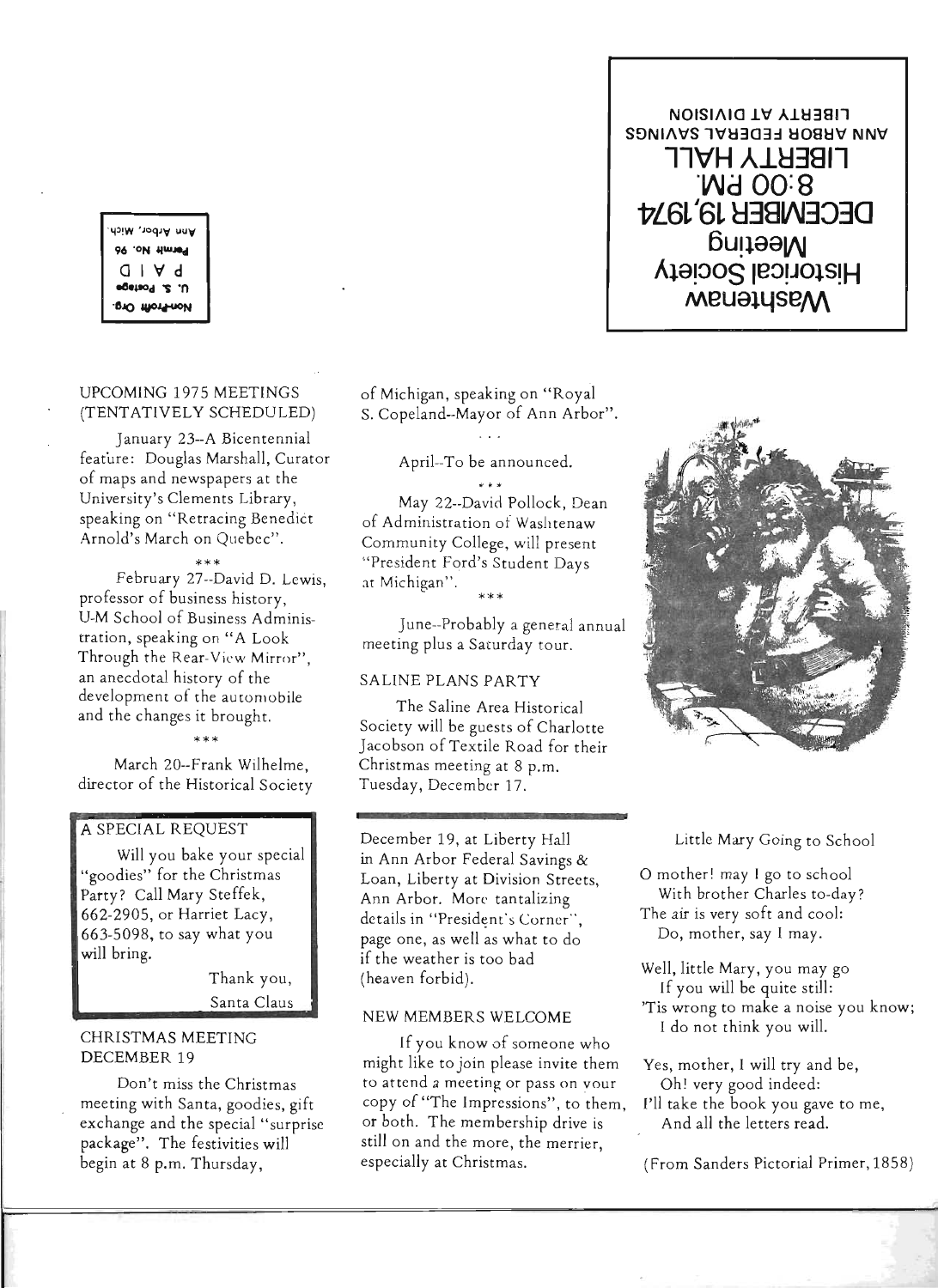Washtenaw
Historical Society
Meeting
DECEMBER 19, 1974
8:00 P.M.
LIBERTY HALL
ANN ARBOR FEDERAL SAVINGS
LIBERTY AT DIVISION

Non-Profit Org.
U. S. Postage
P A I D
Permit No. 96
Ann Arbor, Mich.

## UPCOMING 1975 MEETINGS (TENTATIVELY SCHEDULED)

January 23--A Bicentennial feature: Douglas Marshall, Curator of maps and newspapers at the University's Clements Library, speaking on "Retracing Benedict Arnold's March on Quebec".

\*\*\*

February 27--David D. Lewis, professor of business history, U-M School of Business Administration, speaking on "A Look Through the Rear-View Mirror", an anecdotal history of the development of the automobile and the changes it brought.

\*\*\*

March 20--Frank Wilhelme, director of the Historical Society of Michigan, speaking on "Royal S. Copeland--Mayor of Ann Arbor".

\*\*\*

April--To be announced.

\*\*\*

May 22--David Pollock, Dean of Administration of Washtenaw Community College, will present "President Ford's Student Days at Michigan".

\*\*\*

June--Probably a general annual meeting plus a Saturday tour.

## A SPECIAL REQUEST

Will you bake your special "goodies" for the Christmas Party? Call Mary Steffek, 662-2905, or Harriet Lacy, 663-5098, to say what you will bring.

Thank you,
Santa Claus

## SALINE PLANS PARTY

The Saline Area Historical Society will be guests of Charlotte Jacobson of Textile Road for their Christmas meeting at 8 p.m. Tuesday, December 17.

## CHRISTMAS MEETING DECEMBER 19

Don't miss the Christmas meeting with Santa, goodies, gift exchange and the special "surprise package". The festivities will begin at 8 p.m. Thursday, December 19, at Liberty Hall in Ann Arbor Federal Savings & Loan, Liberty at Division Streets, Ann Arbor. More tantalizing details in "President's Corner", page one, as well as what to do if the weather is too bad (heaven forbid).

## NEW MEMBERS WELCOME

If you know of someone who might like to join please invite them to attend a meeting or pass on your copy of "The Impressions", to them, or both. The membership drive is still on and the more, the merrier, especially at Christmas.

Little Mary Going to School

O mother! may I go to school
With brother Charles to-day?
The air is very soft and cool:
Do, mother, say I may.

Well, little Mary, you may go
If you will be quite still:
'Tis wrong to make a noise you know;
I do not think you will.

Yes, mother, I will try and be,
Oh! very good indeed:
I'll take the book you gave to me,
And all the letters read.

(From Sanders Pictorial Primer, 1858)